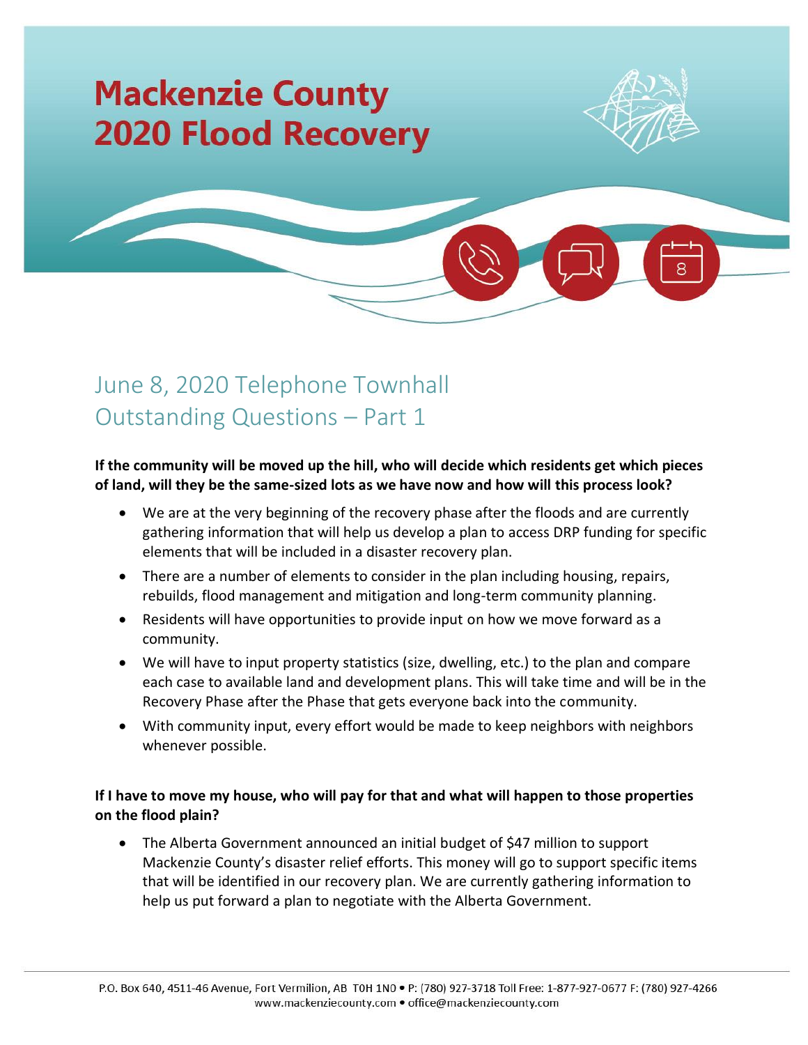# Mackenzie County 2020 Flood Recovery

## June 8, 2020 Telephone Townhall Outstanding Questions – Part 1

**If the community will be moved up the hill, who will decide which residents get which pieces of land, will they be the same-sized lots as we have now and how will this process look?**

- We are at the very beginning of the recovery phase after the floods and are currently gathering information that will help us develop a plan to access DRP funding for specific elements that will be included in a disaster recovery plan.
- There are a number of elements to consider in the plan including housing, repairs, rebuilds, flood management and mitigation and long-term community planning.
- Residents will have opportunities to provide input on how we move forward as a community.
- We will have to input property statistics (size, dwelling, etc.) to the plan and compare each case to available land and development plans. This will take time and will be in the Recovery Phase after the Phase that gets everyone back into the community.
- With community input, every effort would be made to keep neighbors with neighbors whenever possible.

**If I have to move my house, who will pay for that and what will happen to those properties on the flood plain?**

- The Alberta Government announced an initial budget of $47 million to support Mackenzie County's disaster relief efforts. This money will go to support specific items that will be identified in our recovery plan. We are currently gathering information to help us put forward a plan to negotiate with the Alberta Government.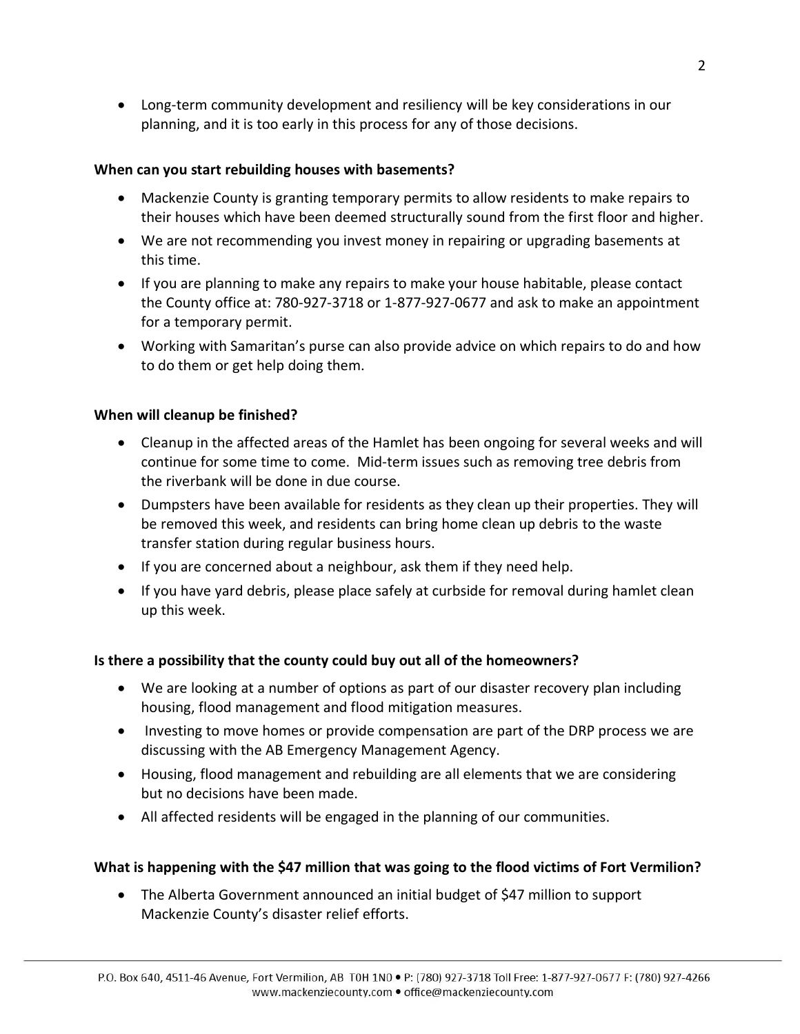- Long-term community development and resiliency will be key considerations in our planning, and it is too early in this process for any of those decisions.

**When can you start rebuilding houses with basements?**

- Mackenzie County is granting temporary permits to allow residents to make repairs to their houses which have been deemed structurally sound from the first floor and higher.
- We are not recommending you invest money in repairing or upgrading basements at this time.
- If you are planning to make any repairs to make your house habitable, please contact the County office at: 780-927-3718 or 1-877-927-0677 and ask to make an appointment for a temporary permit.
- Working with Samaritan's purse can also provide advice on which repairs to do and how to do them or get help doing them.

**When will cleanup be finished?**

- Cleanup in the affected areas of the Hamlet has been ongoing for several weeks and will continue for some time to come. Mid-term issues such as removing tree debris from the riverbank will be done in due course.
- Dumpsters have been available for residents as they clean up their properties. They will be removed this week, and residents can bring home clean up debris to the waste transfer station during regular business hours.
- If you are concerned about a neighbour, ask them if they need help.
- If you have yard debris, please place safely at curbside for removal during hamlet clean up this week.

**Is there a possibility that the county could buy out all of the homeowners?**

- We are looking at a number of options as part of our disaster recovery plan including housing, flood management and flood mitigation measures.
- Investing to move homes or provide compensation are part of the DRP process we are discussing with the AB Emergency Management Agency.
- Housing, flood management and rebuilding are all elements that we are considering but no decisions have been made.
- All affected residents will be engaged in the planning of our communities.

**What is happening with the $47 million that was going to the flood victims of Fort Vermilion?**

- The Alberta Government announced an initial budget of $47 million to support Mackenzie County's disaster relief efforts.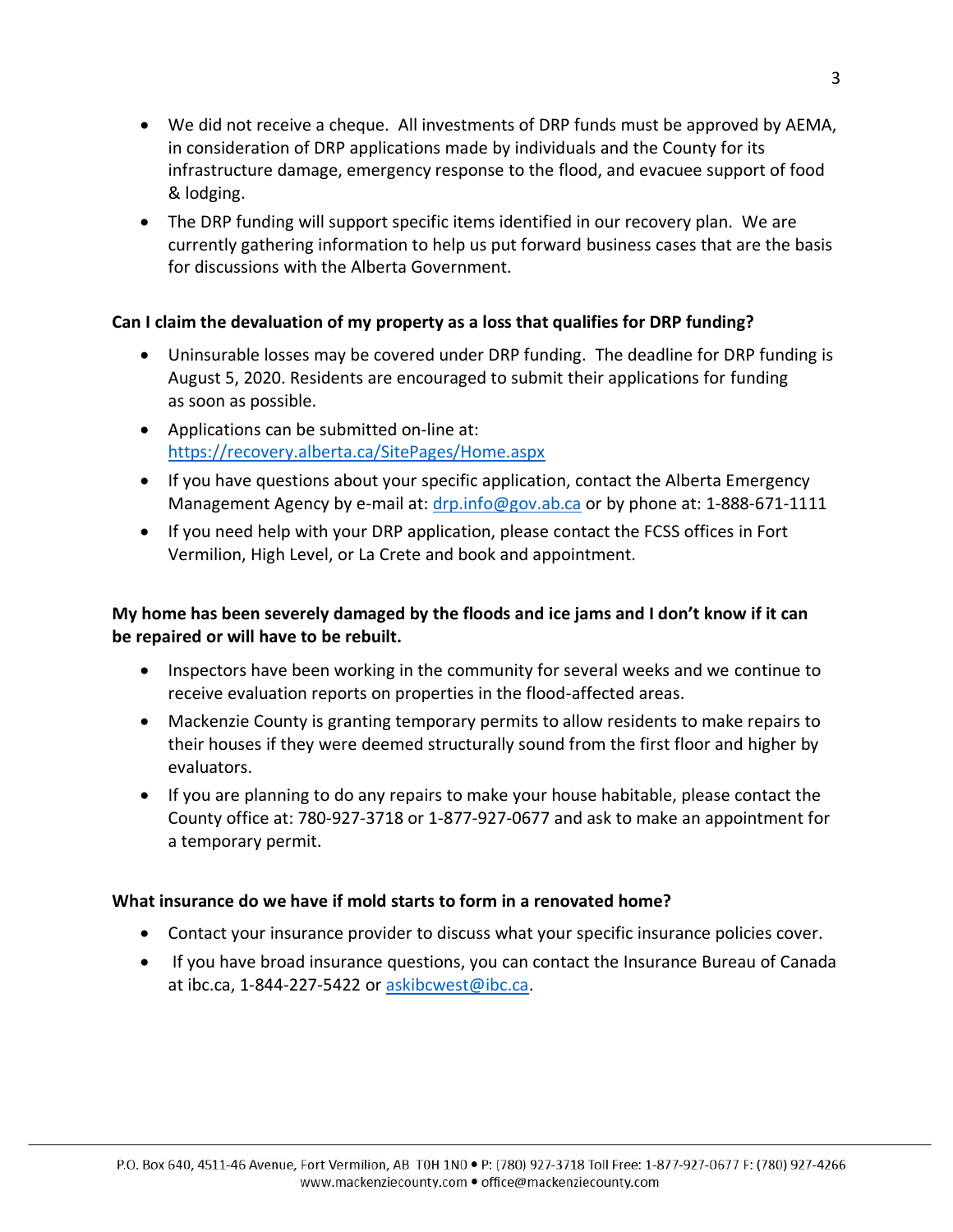- We did not receive a cheque. All investments of DRP funds must be approved by AEMA, in consideration of DRP applications made by individuals and the County for its infrastructure damage, emergency response to the flood, and evacuee support of food & lodging.
- The DRP funding will support specific items identified in our recovery plan. We are currently gathering information to help us put forward business cases that are the basis for discussions with the Alberta Government.

**Can I claim the devaluation of my property as a loss that qualifies for DRP funding?**

- Uninsurable losses may be covered under DRP funding. The deadline for DRP funding is August 5, 2020. Residents are encouraged to submit their applications for funding as soon as possible.
- Applications can be submitted on-line at: [https://recovery.alberta.ca/SitePages/Home.aspx](https://recovery.alberta.ca/SitePages/Home.aspx)
- If you have questions about your specific application, contact the Alberta Emergency Management Agency by e-mail at: [drp.info@gov.ab.ca](mailto:drp.info@gov.ab.ca) or by phone at: 1-888-671-1111
- If you need help with your DRP application, please contact the FCSS offices in Fort Vermilion, High Level, or La Crete and book and appointment.

**My home has been severely damaged by the floods and ice jams and I don't know if it can be repaired or will have to be rebuilt.**

- Inspectors have been working in the community for several weeks and we continue to receive evaluation reports on properties in the flood-affected areas.
- Mackenzie County is granting temporary permits to allow residents to make repairs to their houses if they were deemed structurally sound from the first floor and higher by evaluators.
- If you are planning to do any repairs to make your house habitable, please contact the County office at: 780-927-3718 or 1-877-927-0677 and ask to make an appointment for a temporary permit.

**What insurance do we have if mold starts to form in a renovated home?**

- Contact your insurance provider to discuss what your specific insurance policies cover.
- If you have broad insurance questions, you can contact the Insurance Bureau of Canada at ibc.ca, 1-844-227-5422 or [askibcwest@ibc.ca](mailto:askibcwest@ibc.ca).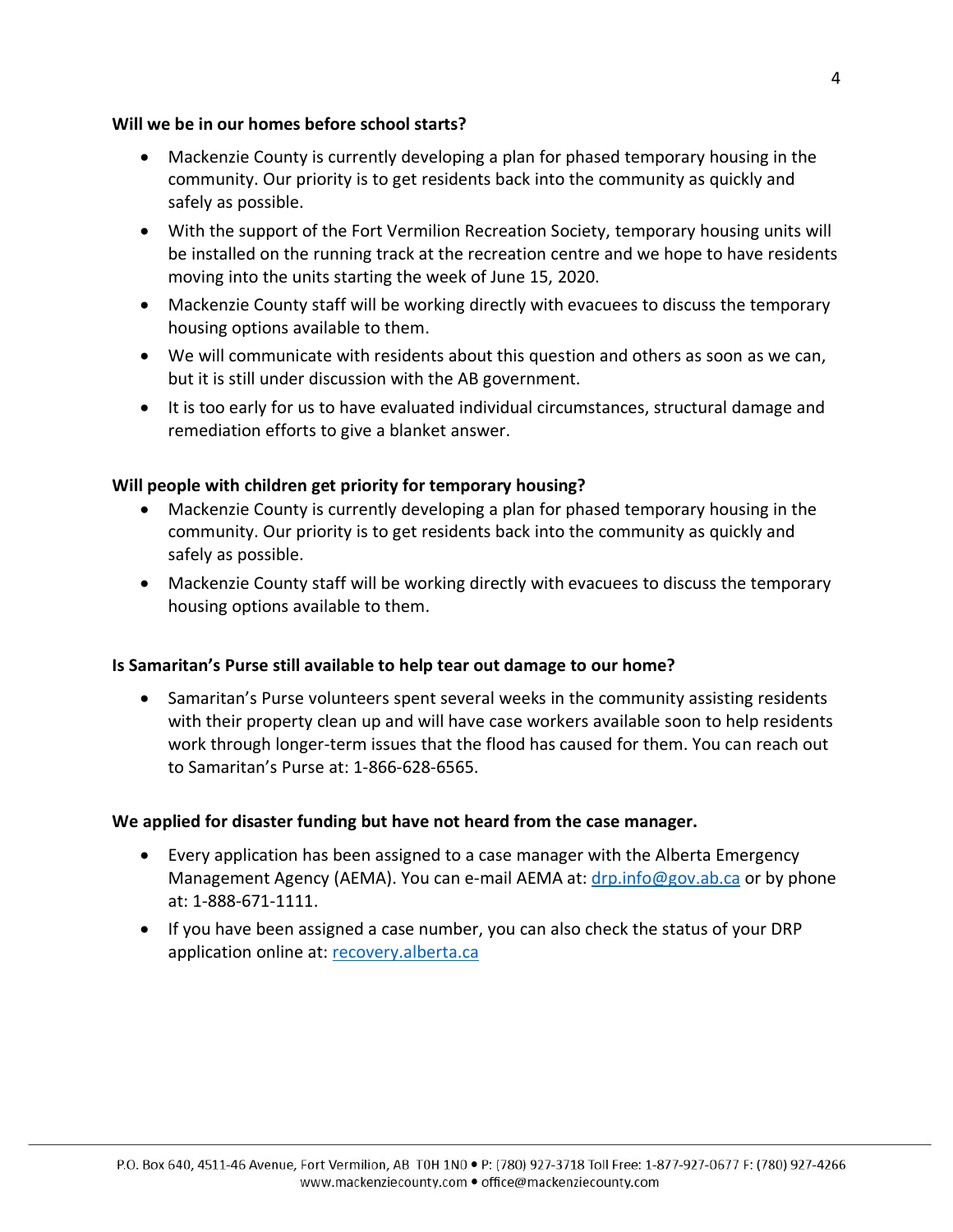**Will we be in our homes before school starts?**

- Mackenzie County is currently developing a plan for phased temporary housing in the community. Our priority is to get residents back into the community as quickly and safely as possible.
- With the support of the Fort Vermilion Recreation Society, temporary housing units will be installed on the running track at the recreation centre and we hope to have residents moving into the units starting the week of June 15, 2020.
- Mackenzie County staff will be working directly with evacuees to discuss the temporary housing options available to them.
- We will communicate with residents about this question and others as soon as we can, but it is still under discussion with the AB government.
- It is too early for us to have evaluated individual circumstances, structural damage and remediation efforts to give a blanket answer.

**Will people with children get priority for temporary housing?**

- Mackenzie County is currently developing a plan for phased temporary housing in the community. Our priority is to get residents back into the community as quickly and safely as possible.
- Mackenzie County staff will be working directly with evacuees to discuss the temporary housing options available to them.

**Is Samaritan's Purse still available to help tear out damage to our home?**

- Samaritan's Purse volunteers spent several weeks in the community assisting residents with their property clean up and will have case workers available soon to help residents work through longer-term issues that the flood has caused for them. You can reach out to Samaritan's Purse at: 1-866-628-6565.

**We applied for disaster funding but have not heard from the case manager.**

- Every application has been assigned to a case manager with the Alberta Emergency Management Agency (AEMA). You can e-mail AEMA at: drp.info@gov.ab.ca or by phone at: 1-888-671-1111.
- If you have been assigned a case number, you can also check the status of your DRP application online at: recovery.alberta.ca

P.O. Box 640, 4511-46 Avenue, Fort Vermilion, AB T0H 1N0 • P: (780) 927-3718 Toll Free: 1-877-927-0677 F: (780) 927-4266
www.mackenziecounty.com • office@mackenziecounty.com